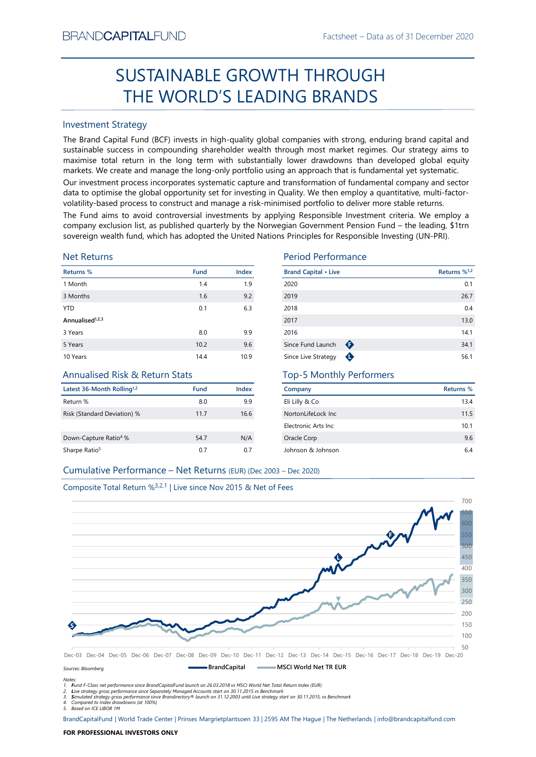BRANDCAPITALFUND

Factsheet – Data as of 31 December 2020

# SUSTAINABLE GROWTH THROUGH THE WORLD'S LEADING BRANDS

## Investment Strategy

The Brand Capital Fund (BCF) invests in high-quality global companies with strong, enduring brand capital and sustainable success in compounding shareholder wealth through most market regimes. Our strategy aims to maximise total return in the long term with substantially lower drawdowns than developed global equity markets. We create and manage the long-only portfolio using an approach that is fundamental yet systematic.

Our investment process incorporates systematic capture and transformation of fundamental company and sector data to optimise the global opportunity set for investing in Quality. We then employ a quantitative, multi-factor-volatility-based process to construct and manage a risk-minimised portfolio to deliver more stable returns.

The Fund aims to avoid controversial investments by applying Responsible Investment criteria. We employ a company exclusion list, as published quarterly by the Norwegian Government Pension Fund – the leading, $1trn sovereign wealth fund, which has adopted the United Nations Principles for Responsible Investing (UN-PRI).

## Net Returns

| Returns % | Fund | Index |
|---|---|---|
| 1 Month | 1.4 | 1.9 |
| 3 Months | 1.6 | 9.2 |
| YTD | 0.1 | 6.3 |
| Annualised[1,2,3] | | |
| 3 Years | 8.0 | 9.9 |
| 5 Years | 10.2 | 9.6 |
| 10 Years | 14.4 | 10.9 |

## Period Performance

| Brand Capital • Live | Returns %[1,2] |
|---|---|
| 2020 | 0.1 |
| 2019 | 26.7 |
| 2018 | 0.4 |
| 2017 | 13.0 |
| 2016 | 14.1 |
| Since Fund Launch (F) | 34.1 |
| Since Live Strategy (L) | 56.1 |

## Annualised Risk & Return Stats

| Latest 36-Month Rolling[1,2] | Fund | Index |
|---|---|---|
| Return % | 8.0 | 9.9 |
| Risk (Standard Deviation) % | 11.7 | 16.6 |
| Down-Capture Ratio[4] % | 54.7 | N/A |
| Sharpe Ratio[5] | 0.7 | 0.7 |

## Top-5 Monthly Performers

| Company | Returns % |
|---|---|
| Eli Lilly & Co | 13.4 |
| NortonLifeLock Inc | 11.5 |
| Electronic Arts Inc | 10.1 |
| Oracle Corp | 9.6 |
| Johnson & Johnson | 6.4 |

## Cumulative Performance – Net Returns (EUR) (Dec 2003 – Dec 2020)

Composite Total Return %[3,2,1] | Live since Nov 2015 & Net of Fees

BrandCapital — MSCI World Net TR EUR

Sources: Bloomberg

Notes:
1. Fund F-Class net performance since BrandCapitalFund launch on 26.03.2018 vs MSCI World Net Total Return Index (EUR)
2. Live strategy gross performance since Separately Managed Accounts start on 30.11.2015 vs Benchmark
3. Simulated strategy gross performance since Brandirectory® launch on 31.12.2003 until Live strategy start on 30.11.2015, vs Benchmark
4. Compared to Index drawdowns (at 100%)
5. Based on ICE LIBOR 1M

BrandCapitalFund | World Trade Center | Prinses Margrietplantsoen 33 | 2595 AM The Hague | The Netherlands | info@brandcapitalfund.com

**FOR PROFESSIONAL INVESTORS ONLY**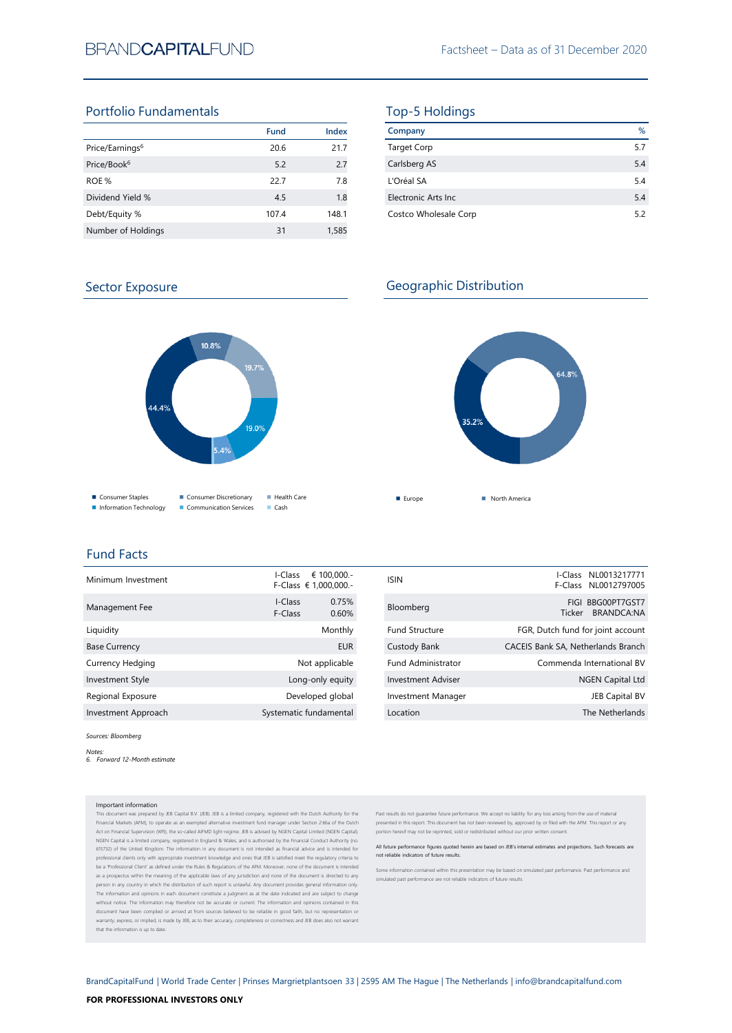# BRANDCAPITALFUND

Factsheet – Data as of 31 December 2020

## Portfolio Fundamentals

| | Fund | Index |
|---|---|---|
| Price/Earnings[6] | 20.6 | 21.7 |
| Price/Book[6] | 5.2 | 2.7 |
| ROE % | 22.7 | 7.8 |
| Dividend Yield % | 4.5 | 1.8 |
| Debt/Equity % | 107.4 | 148.1 |
| Number of Holdings | 31 | 1,585 |

## Top-5 Holdings

| Company | % |
|---|---|
| Target Corp | 5.7 |
| Carlsberg AS | 5.4 |
| L'Oréal SA | 5.4 |
| Electronic Arts Inc | 5.4 |
| Costco Wholesale Corp | 5.2 |

## Sector Exposure

10.8%
19.7%
44.4%
19.0%
5.4%

Consumer Staples
Consumer Discretionary
Health Care
Information Technology
Communication Services
Cash

## Geographic Distribution

64.8%
35.2%

Europe
North America

## Fund Facts

| | |
|---|---|
| Minimum Investment | I-Class € 100,000.- F-Class € 1,000,000.- |
| Management Fee | I-Class 0.75% F-Class 0.60% |
| Liquidity | Monthly |
| Base Currency | EUR |
| Currency Hedging | Not applicable |
| Investment Style | Long-only equity |
| Regional Exposure | Developed global |
| Investment Approach | Systematic fundamental |

| | |
|---|---|
| ISIN | I-Class NL0013217771 F-Class NL0012797005 |
| Bloomberg | FIGI BBG00PT7GST7 Ticker BRANDCA:NA |
| Fund Structure | FGR, Dutch fund for joint account |
| Custody Bank | CACEIS Bank SA, Netherlands Branch |
| Fund Administrator | Commenda International BV |
| Investment Adviser | NGEN Capital Ltd |
| Investment Manager | JEB Capital BV |
| Location | The Netherlands |

*Sources: Bloomberg*

*Notes:*
*6. Forward 12-Month estimate*

### Important information

This document was prepared by JEB Capital B.V. (JEB). JEB is a limited company, registered with the Dutch Authority for the Financial Markets (AFM), to operate as an exempted alternative investment fund manager under Section 2:66a of the Dutch Act on Financial Supervision (Wft), the so-called AIFMD light-regime. JEB is advised by NGEN Capital Limited (NGEN Capital). NGEN Capital is a limited company, registered in England & Wales, and is authorised by the Financial Conduct Authority (no. 615732) of the United Kingdom. The information in any document is not intended as financial advice and is intended for professional clients only with appropriate investment knowledge and ones that JEB is satisfied meet the regulatory criteria to be a 'Professional Client' as defined under the Rules & Regulations of the AFM. Moreover, none of the document is intended as a prospectus within the meaning of the applicable laws of any jurisdiction and none of the document is directed to any person in any country in which the distribution of such report is unlawful. Any document provides general information only. The information and opinions in each document constitute a judgment as at the date indicated and are subject to change without notice. The information may therefore not be accurate or current. The information and opinions contained in this document have been compiled or arrived at from sources believed to be reliable in good faith, but no representation or warranty, express, or implied, is made by JEB, as to their accuracy, completeness or correctness and JEB does also not warrant that the information is up to date.

Past results do not guarantee future performance. We accept no liability for any loss arising from the use of material presented in this report. This document has not been reviewed by, approved by or filed with the AFM. This report or any portion hereof may not be reprinted, sold or redistributed without our prior written consent.

All future performance figures quoted herein are based on JEB's internal estimates and projections. Such forecasts are not reliable indicators of future results.

Some information contained within this presentation may be based on simulated past performance. Past performance and simulated past performance are not reliable indicators of future results.

BrandCapitalFund | World Trade Center | Prinses Margrietplantsoen 33 | 2595 AM The Hague | The Netherlands | info@brandcapitalfund.com

**FOR PROFESSIONAL INVESTORS ONLY**